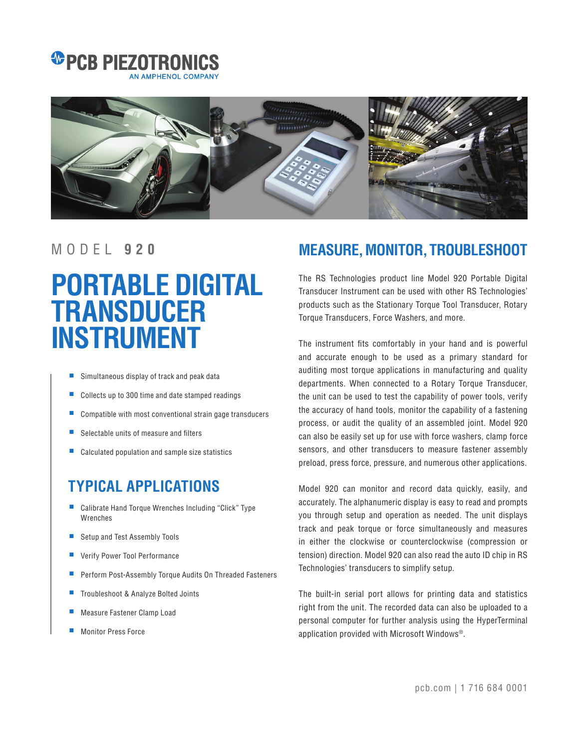PCB PIEZOTRONICS
AN AMPHENOL COMPANY

MODEL **920**

# PORTABLE DIGITAL TRANSDUCER INSTRUMENT

- Simultaneous display of track and peak data
- Collects up to 300 time and date stamped readings
- Compatible with most conventional strain gage transducers
- Selectable units of measure and filters
- Calculated population and sample size statistics

## TYPICAL APPLICATIONS

- Calibrate Hand Torque Wrenches Including "Click" Type Wrenches
- Setup and Test Assembly Tools
- Verify Power Tool Performance
- Perform Post-Assembly Torque Audits On Threaded Fasteners
- Troubleshoot & Analyze Bolted Joints
- Measure Fastener Clamp Load
- Monitor Press Force

## MEASURE, MONITOR, TROUBLESHOOT

The RS Technologies product line Model 920 Portable Digital Transducer Instrument can be used with other RS Technologies' products such as the Stationary Torque Tool Transducer, Rotary Torque Transducers, Force Washers, and more.

The instrument fits comfortably in your hand and is powerful and accurate enough to be used as a primary standard for auditing most torque applications in manufacturing and quality departments. When connected to a Rotary Torque Transducer, the unit can be used to test the capability of power tools, verify the accuracy of hand tools, monitor the capability of a fastening process, or audit the quality of an assembled joint. Model 920 can also be easily set up for use with force washers, clamp force sensors, and other transducers to measure fastener assembly preload, press force, pressure, and numerous other applications.

Model 920 can monitor and record data quickly, easily, and accurately. The alphanumeric display is easy to read and prompts you through setup and operation as needed. The unit displays track and peak torque or force simultaneously and measures in either the clockwise or counterclockwise (compression or tension) direction. Model 920 can also read the auto ID chip in RS Technologies' transducers to simplify setup.

The built-in serial port allows for printing data and statistics right from the unit. The recorded data can also be uploaded to a personal computer for further analysis using the HyperTerminal application provided with Microsoft Windows®.

pcb.com | 1 716 684 0001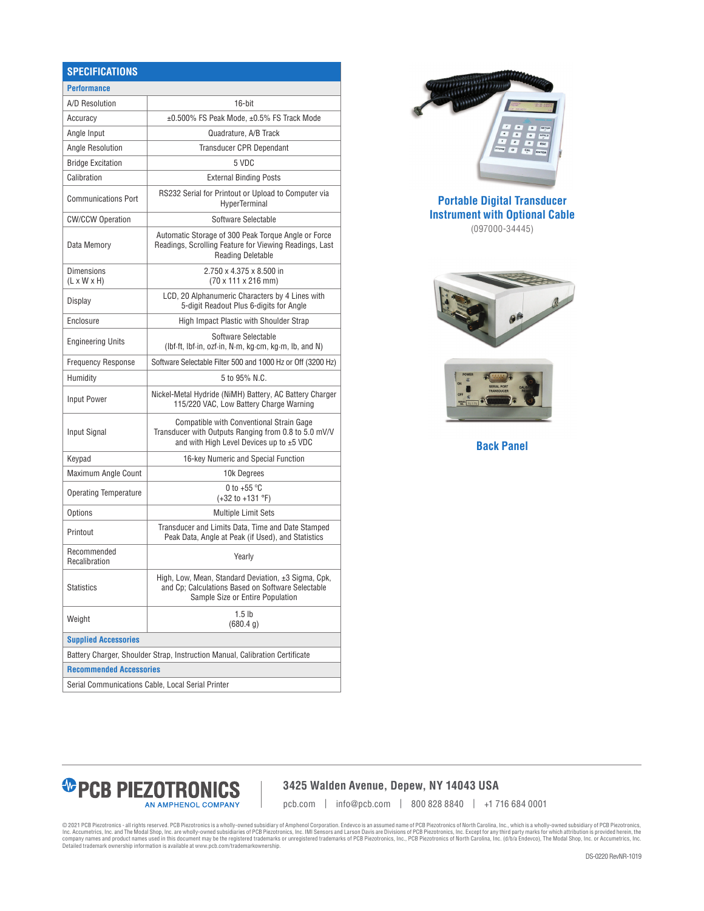## SPECIFICATIONS

| | |
|---|---|
| **Performance** | |
| A/D Resolution | 16-bit |
| Accuracy | ±0.500% FS Peak Mode, ±0.5% FS Track Mode |
| Angle Input | Quadrature, A/B Track |
| Angle Resolution | Transducer CPR Dependant |
| Bridge Excitation | 5 VDC |
| Calibration | External Binding Posts |
| Communications Port | RS232 Serial for Printout or Upload to Computer via HyperTerminal |
| CW/CCW Operation | Software Selectable |
| Data Memory | Automatic Storage of 300 Peak Torque Angle or Force Readings, Scrolling Feature for Viewing Readings, Last Reading Deletable |
| Dimensions (L x W x H) | 2.750 x 4.375 x 8.500 in (70 x 111 x 216 mm) |
| Display | LCD, 20 Alphanumeric Characters by 4 Lines with 5-digit Readout Plus 6-digits for Angle |
| Enclosure | High Impact Plastic with Shoulder Strap |
| Engineering Units | Software Selectable (lbf-ft, lbf-in, ozf-in, N-m, kg-cm, kg-m, lb, and N) |
| Frequency Response | Software Selectable Filter 500 and 1000 Hz or Off (3200 Hz) |
| Humidity | 5 to 95% N.C. |
| Input Power | Nickel-Metal Hydride (NiMH) Battery, AC Battery Charger 115/220 VAC, Low Battery Charge Warning |
| Input Signal | Compatible with Conventional Strain Gage Transducer with Outputs Ranging from 0.8 to 5.0 mV/V and with High Level Devices up to ±5 VDC |
| Keypad | 16-key Numeric and Special Function |
| Maximum Angle Count | 10k Degrees |
| Operating Temperature | 0 to +55 °C (+32 to +131 °F) |
| Options | Multiple Limit Sets |
| Printout | Transducer and Limits Data, Time and Date Stamped Peak Data, Angle at Peak (if Used), and Statistics |
| Recommended Recalibration | Yearly |
| Statistics | High, Low, Mean, Standard Deviation, ±3 Sigma, Cpk, and Cp; Calculations Based on Software Selectable Sample Size or Entire Population |
| Weight | 1.5 lb (680.4 g) |
| **Supplied Accessories** | |
| Battery Charger, Shoulder Strap, Instruction Manual, Calibration Certificate | |
| **Recommended Accessories** | |
| Serial Communications Cable, Local Serial Printer | |

**Portable Digital Transducer Instrument with Optional Cable**

(097000-34445)

**Back Panel**

PCB PIEZOTRONICS
AN AMPHENOL COMPANY

**3425 Walden Avenue, Depew, NY 14043 USA**

pcb.com | info@pcb.com | 800 828 8840 | +1 716 684 0001

© 2021 PCB Piezotronics - all rights reserved. PCB Piezotronics is a wholly-owned subsidiary of Amphenol Corporation. Endevco is an assumed name of PCB Piezotronics of North Carolina, Inc., which is a wholly-owned subsidiary of PCB Piezotronics, Inc. Accumetrics, Inc. and The Modal Shop, Inc. are wholly-owned subsidiaries of PCB Piezotronics, Inc. IMI Sensors and Larson Davis are Divisions of PCB Piezotronics, Inc. Except for any third party marks for which attribution is provided herein, the company names and product names used in this document may be the registered trademarks or unregistered trademarks of PCB Piezotronics, Inc., PCB Piezotronics of North Carolina, Inc. (d/b/a Endevco), The Modal Shop, Inc. or Accumetrics, Inc. Detailed trademark ownership information is available at www.pcb.com/trademarkownership.

DS-0220 RevNR-1019